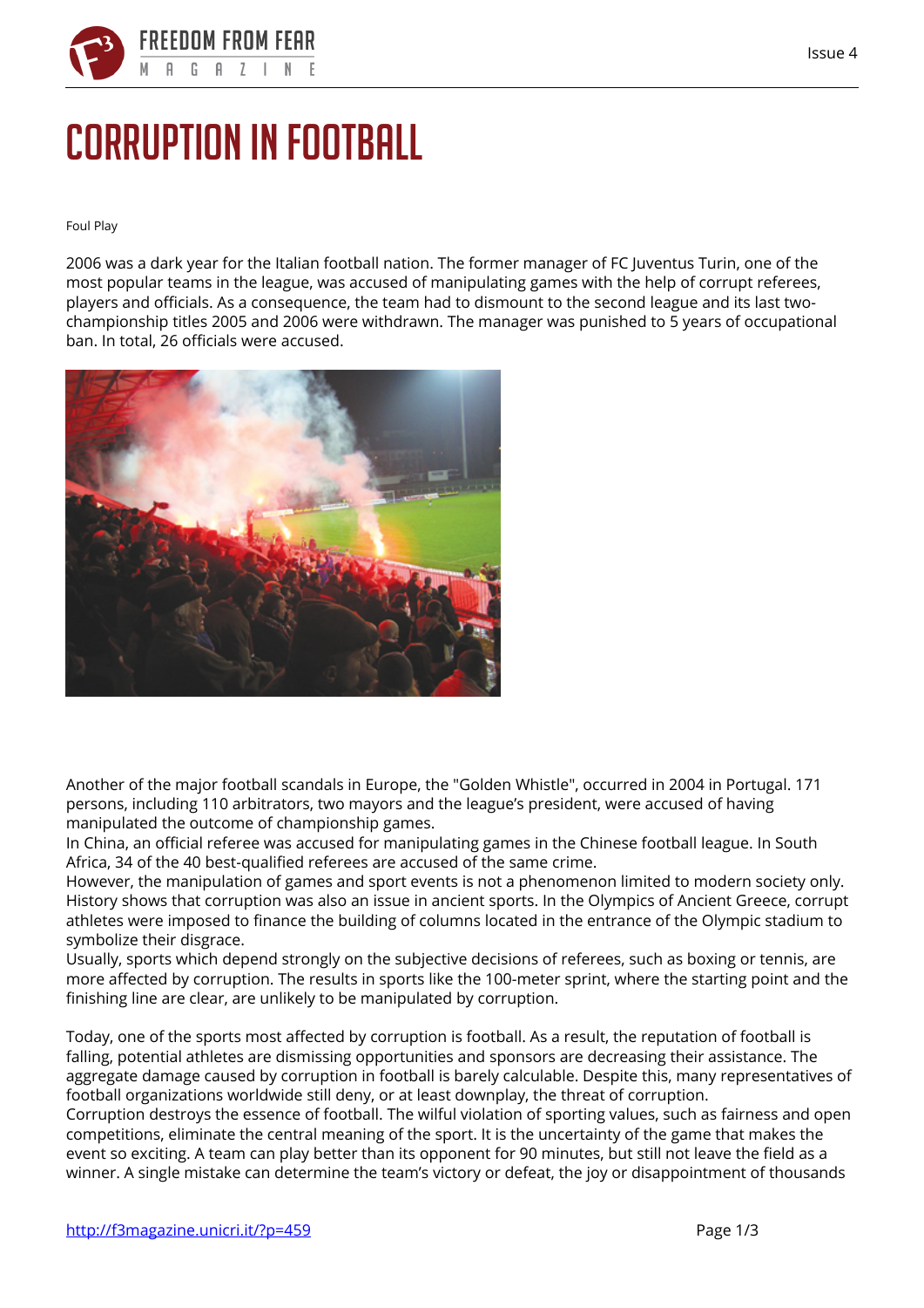# CORRUPTION IN FOOTBALL

Foul Play

2006 was a dark year for the Italian football nation. The former manager of FC Juventus Turin, one of the most popular teams in the league, was accused of manipulating games with the help of corrupt referees, players and officials. As a consequence, the team had to dismount to the second league and its last two-championship titles 2005 and 2006 were withdrawn. The manager was punished to 5 years of occupational ban. In total, 26 officials were accused.

Another of the major football scandals in Europe, the "Golden Whistle", occurred in 2004 in Portugal. 171 persons, including 110 arbitrators, two mayors and the league's president, were accused of having manipulated the outcome of championship games.
In China, an official referee was accused for manipulating games in the Chinese football league. In South Africa, 34 of the 40 best-qualified referees are accused of the same crime.
However, the manipulation of games and sport events is not a phenomenon limited to modern society only. History shows that corruption was also an issue in ancient sports. In the Olympics of Ancient Greece, corrupt athletes were imposed to finance the building of columns located in the entrance of the Olympic stadium to symbolize their disgrace.
Usually, sports which depend strongly on the subjective decisions of referees, such as boxing or tennis, are more affected by corruption. The results in sports like the 100-meter sprint, where the starting point and the finishing line are clear, are unlikely to be manipulated by corruption.

Today, one of the sports most affected by corruption is football. As a result, the reputation of football is falling, potential athletes are dismissing opportunities and sponsors are decreasing their assistance. The aggregate damage caused by corruption in football is barely calculable. Despite this, many representatives of football organizations worldwide still deny, or at least downplay, the threat of corruption.
Corruption destroys the essence of football. The wilful violation of sporting values, such as fairness and open competitions, eliminate the central meaning of the sport. It is the uncertainty of the game that makes the event so exciting. A team can play better than its opponent for 90 minutes, but still not leave the field as a winner. A single mistake can determine the team's victory or defeat, the joy or disappointment of thousands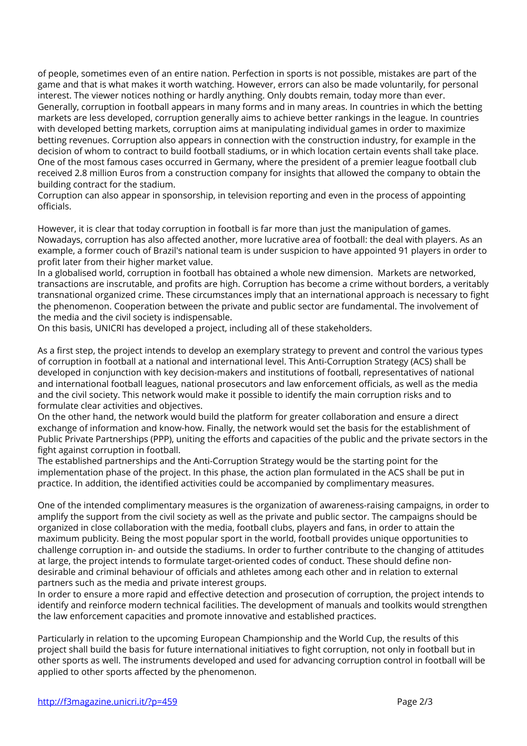of people, sometimes even of an entire nation. Perfection in sports is not possible, mistakes are part of the game and that is what makes it worth watching. However, errors can also be made voluntarily, for personal interest. The viewer notices nothing or hardly anything. Only doubts remain, today more than ever.
Generally, corruption in football appears in many forms and in many areas. In countries in which the betting markets are less developed, corruption generally aims to achieve better rankings in the league. In countries with developed betting markets, corruption aims at manipulating individual games in order to maximize betting revenues. Corruption also appears in connection with the construction industry, for example in the decision of whom to contract to build football stadiums, or in which location certain events shall take place. One of the most famous cases occurred in Germany, where the president of a premier league football club received 2.8 million Euros from a construction company for insights that allowed the company to obtain the building contract for the stadium.
Corruption can also appear in sponsorship, in television reporting and even in the process of appointing officials.

However, it is clear that today corruption in football is far more than just the manipulation of games. Nowadays, corruption has also affected another, more lucrative area of football: the deal with players. As an example, a former couch of Brazil's national team is under suspicion to have appointed 91 players in order to profit later from their higher market value.
In a globalised world, corruption in football has obtained a whole new dimension. Markets are networked, transactions are inscrutable, and profits are high. Corruption has become a crime without borders, a veritably transnational organized crime. These circumstances imply that an international approach is necessary to fight the phenomenon. Cooperation between the private and public sector are fundamental. The involvement of the media and the civil society is indispensable.
On this basis, UNICRI has developed a project, including all of these stakeholders.

As a first step, the project intends to develop an exemplary strategy to prevent and control the various types of corruption in football at a national and international level. This Anti-Corruption Strategy (ACS) shall be developed in conjunction with key decision-makers and institutions of football, representatives of national and international football leagues, national prosecutors and law enforcement officials, as well as the media and the civil society. This network would make it possible to identify the main corruption risks and to formulate clear activities and objectives.
On the other hand, the network would build the platform for greater collaboration and ensure a direct exchange of information and know-how. Finally, the network would set the basis for the establishment of Public Private Partnerships (PPP), uniting the efforts and capacities of the public and the private sectors in the fight against corruption in football.
The established partnerships and the Anti-Corruption Strategy would be the starting point for the implementation phase of the project. In this phase, the action plan formulated in the ACS shall be put in practice. In addition, the identified activities could be accompanied by complimentary measures.

One of the intended complimentary measures is the organization of awareness-raising campaigns, in order to amplify the support from the civil society as well as the private and public sector. The campaigns should be organized in close collaboration with the media, football clubs, players and fans, in order to attain the maximum publicity. Being the most popular sport in the world, football provides unique opportunities to challenge corruption in- and outside the stadiums. In order to further contribute to the changing of attitudes at large, the project intends to formulate target-oriented codes of conduct. These should define non-desirable and criminal behaviour of officials and athletes among each other and in relation to external partners such as the media and private interest groups.
In order to ensure a more rapid and effective detection and prosecution of corruption, the project intends to identify and reinforce modern technical facilities. The development of manuals and toolkits would strengthen the law enforcement capacities and promote innovative and established practices.

Particularly in relation to the upcoming European Championship and the World Cup, the results of this project shall build the basis for future international initiatives to fight corruption, not only in football but in other sports as well. The instruments developed and used for advancing corruption control in football will be applied to other sports affected by the phenomenon.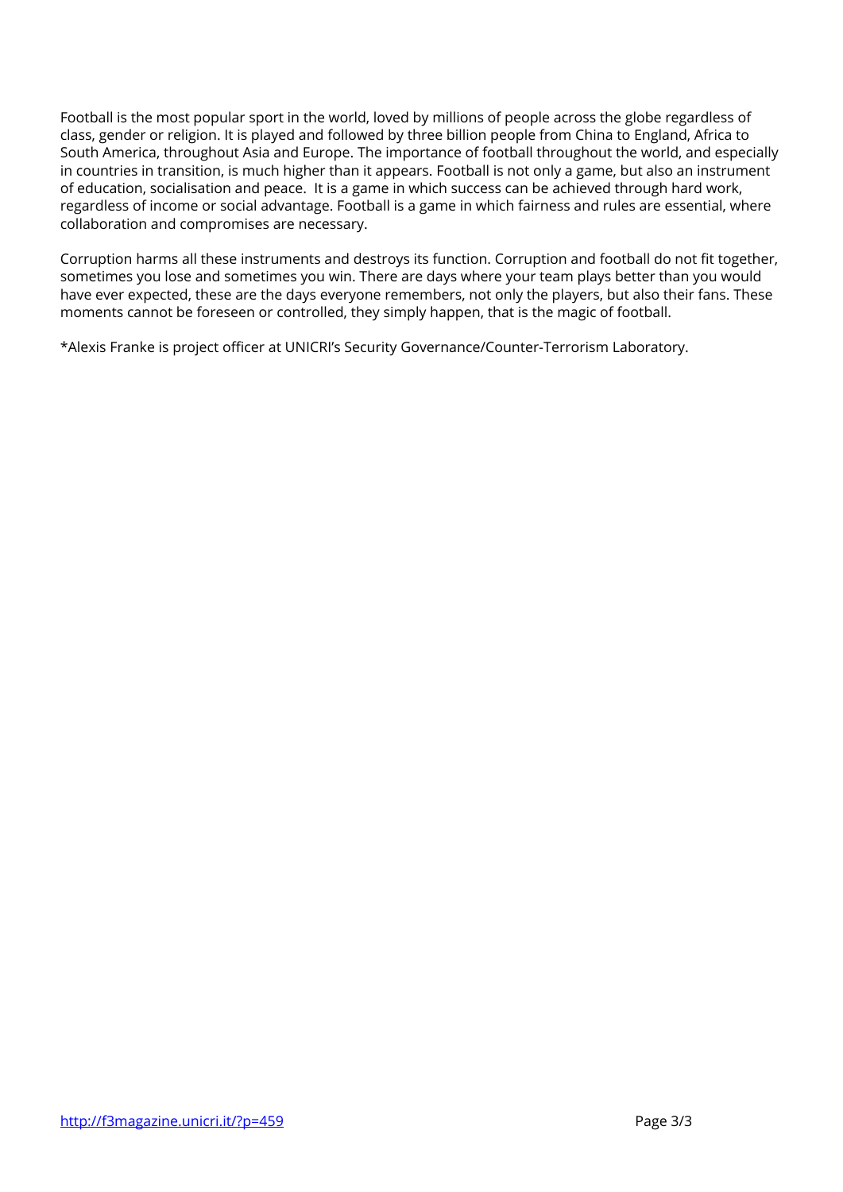Football is the most popular sport in the world, loved by millions of people across the globe regardless of class, gender or religion. It is played and followed by three billion people from China to England, Africa to South America, throughout Asia and Europe. The importance of football throughout the world, and especially in countries in transition, is much higher than it appears. Football is not only a game, but also an instrument of education, socialisation and peace.  It is a game in which success can be achieved through hard work, regardless of income or social advantage. Football is a game in which fairness and rules are essential, where collaboration and compromises are necessary.

Corruption harms all these instruments and destroys its function. Corruption and football do not fit together, sometimes you lose and sometimes you win. There are days where your team plays better than you would have ever expected, these are the days everyone remembers, not only the players, but also their fans. These moments cannot be foreseen or controlled, they simply happen, that is the magic of football.

*Alexis Franke is project officer at UNICRI's Security Governance/Counter-Terrorism Laboratory.